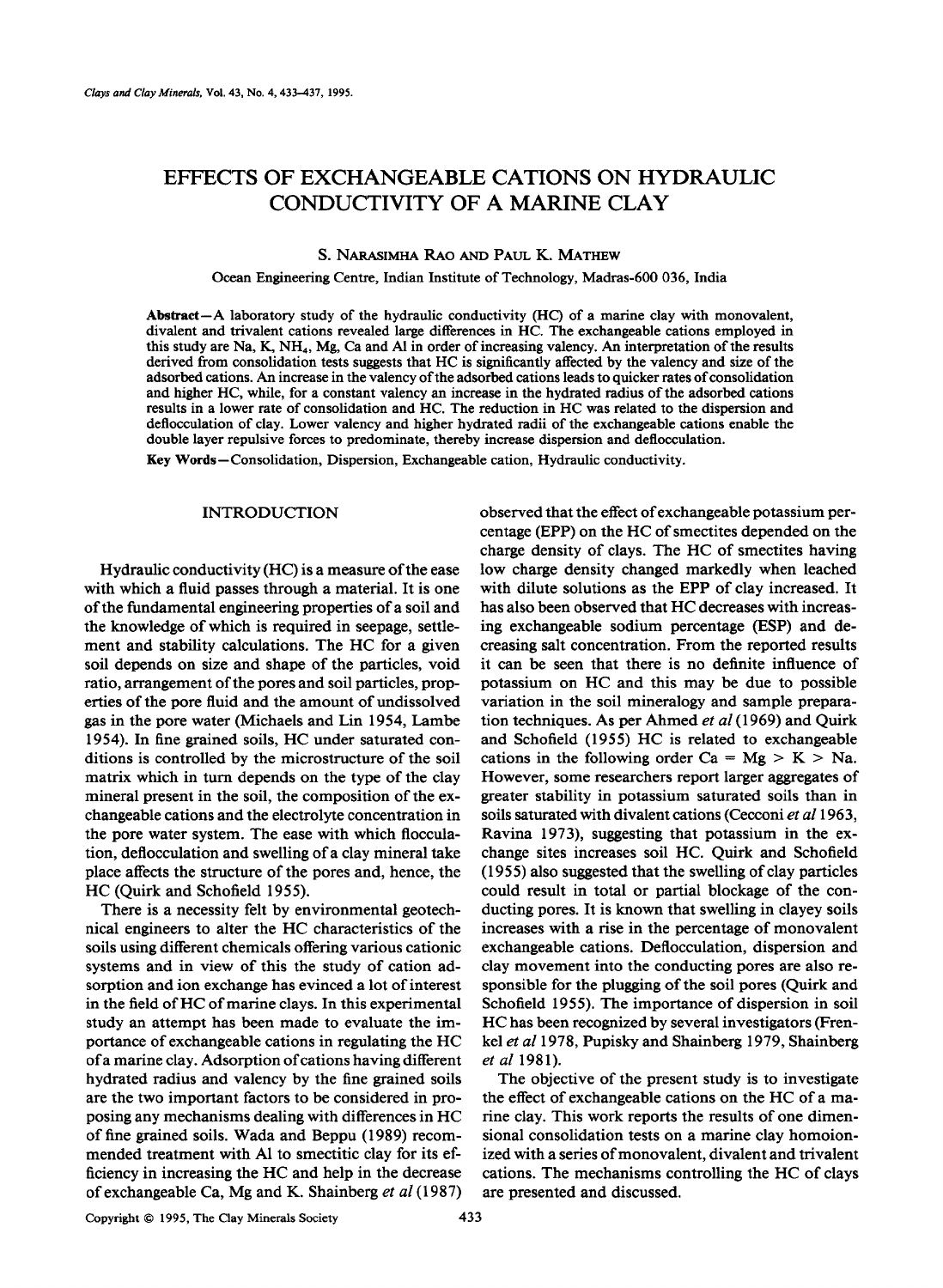# EFFECTS OF EXCHANGEABLE CATIONS ON HYDRAULIC CONDUCTIVITY OF A MARINE CLAY

S. Narasimha Rao and Paul K. Mathew

Ocean Engineering Centre, Indian Institute of Technology, Madras-600 036, India

**Abstract**—A laboratory study of the hydraulic conductivity (HC) of a marine clay with monovalent, divalent and trivalent cations revealed large differences in HC. The exchangeable cations employed in this study are Na, K, $NH_4$, Mg, Ca and Al in order of increasing valency. An interpretation of the results derived from consolidation tests suggests that HC is significantly affected by the valency and size of the adsorbed cations. An increase in the valency of the adsorbed cations leads to quicker rates of consolidation and higher HC, while, for a constant valency an increase in the hydrated radius of the adsorbed cations results in a lower rate of consolidation and HC. The reduction in HC was related to the dispersion and deflocculation of clay. Lower valency and higher hydrated radii of the exchangeable cations enable the double layer repulsive forces to predominate, thereby increase dispersion and deflocculation.

**Key Words**—Consolidation, Dispersion, Exchangeable cation, Hydraulic conductivity.

## INTRODUCTION

Hydraulic conductivity (HC) is a measure of the ease with which a fluid passes through a material. It is one of the fundamental engineering properties of a soil and the knowledge of which is required in seepage, settlement and stability calculations. The HC for a given soil depends on size and shape of the particles, void ratio, arrangement of the pores and soil particles, properties of the pore fluid and the amount of undissolved gas in the pore water (Michaels and Lin 1954, Lambe 1954). In fine grained soils, HC under saturated conditions is controlled by the microstructure of the soil matrix which in turn depends on the type of the clay mineral present in the soil, the composition of the exchangeable cations and the electrolyte concentration in the pore water system. The ease with which flocculation, deflocculation and swelling of a clay mineral take place affects the structure of the pores and, hence, the HC (Quirk and Schofield 1955).

There is a necessity felt by environmental geotechnical engineers to alter the HC characteristics of the soils using different chemicals offering various cationic systems and in view of this the study of cation adsorption and ion exchange has evinced a lot of interest in the field of HC of marine clays. In this experimental study an attempt has been made to evaluate the importance of exchangeable cations in regulating the HC of a marine clay. Adsorption of cations having different hydrated radius and valency by the fine grained soils are the two important factors to be considered in proposing any mechanisms dealing with differences in HC of fine grained soils. Wada and Beppu (1989) recommended treatment with Al to smectitic clay for its efficiency in increasing the HC and help in the decrease of exchangeable Ca, Mg and K. Shainberg *et al* (1987) observed that the effect of exchangeable potassium percentage (EPP) on the HC of smectites depended on the charge density of clays. The HC of smectites having low charge density changed markedly when leached with dilute solutions as the EPP of clay increased. It has also been observed that HC decreases with increasing exchangeable sodium percentage (ESP) and decreasing salt concentration. From the reported results it can be seen that there is no definite influence of potassium on HC and this may be due to possible variation in the soil mineralogy and sample preparation techniques. As per Ahmed *et al* (1969) and Quirk and Schofield (1955) HC is related to exchangeable cations in the following order Ca = Mg > K > Na. However, some researchers report larger aggregates of greater stability in potassium saturated soils than in soils saturated with divalent cations (Cecconi *et al* 1963, Ravina 1973), suggesting that potassium in the exchange sites increases soil HC. Quirk and Schofield (1955) also suggested that the swelling of clay particles could result in total or partial blockage of the conducting pores. It is known that swelling in clayey soils increases with a rise in the percentage of monovalent exchangeable cations. Deflocculation, dispersion and clay movement into the conducting pores are also responsible for the plugging of the soil pores (Quirk and Schofield 1955). The importance of dispersion in soil HC has been recognized by several investigators (Frenkel *et al* 1978, Pupisky and Shainberg 1979, Shainberg *et al* 1981).

The objective of the present study is to investigate the effect of exchangeable cations on the HC of a marine clay. This work reports the results of one dimensional consolidation tests on a marine clay homoionized with a series of monovalent, divalent and trivalent cations. The mechanisms controlling the HC of clays are presented and discussed.

Copyright © 1995, The Clay Minerals Society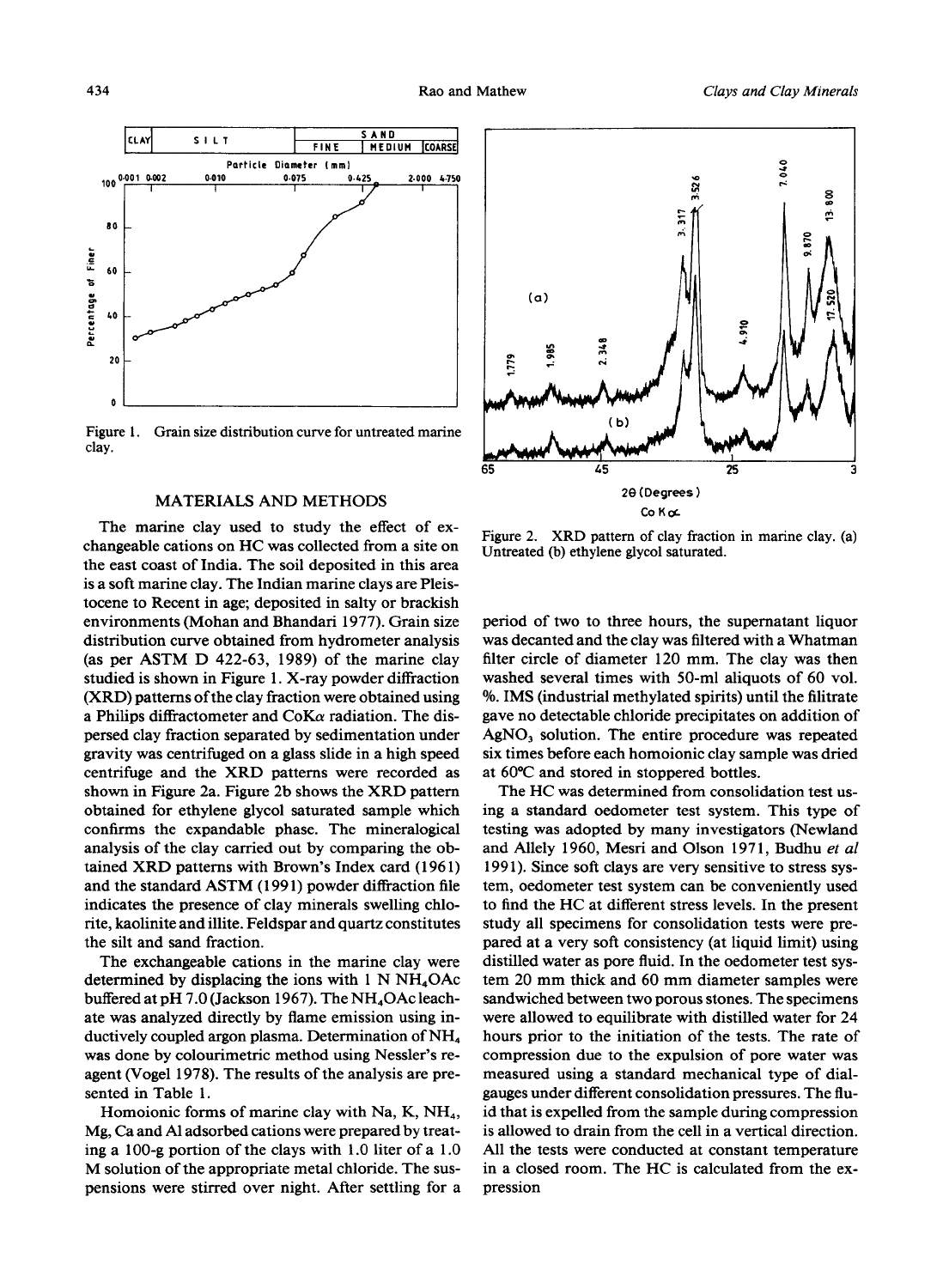Figure 1. Grain size distribution curve for untreated marine clay.

Figure 2. XRD pattern of clay fraction in marine clay. (a) Untreated (b) ethylene glycol saturated.

## MATERIALS AND METHODS

The marine clay used to study the effect of exchangeable cations on HC was collected from a site on the east coast of India. The soil deposited in this area is a soft marine clay. The Indian marine clays are Pleistocene to Recent in age; deposited in salty or brackish environments (Mohan and Bhandari 1977). Grain size distribution curve obtained from hydrometer analysis (as per ASTM D 422-63, 1989) of the marine clay studied is shown in Figure 1. X-ray powder diffraction (XRD) patterns of the clay fraction were obtained using a Philips diffractometer and CoK$\alpha$ radiation. The dispersed clay fraction separated by sedimentation under gravity was centrifuged on a glass slide in a high speed centrifuge and the XRD patterns were recorded as shown in Figure 2a. Figure 2b shows the XRD pattern obtained for ethylene glycol saturated sample which confirms the expandable phase. The mineralogical analysis of the clay carried out by comparing the obtained XRD patterns with Brown's Index card (1961) and the standard ASTM (1991) powder diffraction file indicates the presence of clay minerals swelling chlorite, kaolinite and illite. Feldspar and quartz constitutes the silt and sand fraction.

The exchangeable cations in the marine clay were determined by displacing the ions with 1 N $NH_4OAc$ buffered at pH 7.0 (Jackson 1967). The $NH_4OAc$ leachate was analyzed directly by flame emission using inductively coupled argon plasma. Determination of $NH_4$ was done by colourimetric method using Nessler's reagent (Vogel 1978). The results of the analysis are presented in Table 1.

Homoionic forms of marine clay with Na, K, $NH_4$, Mg, Ca and Al adsorbed cations were prepared by treating a 100-g portion of the clays with 1.0 liter of a 1.0 M solution of the appropriate metal chloride. The suspensions were stirred over night. After settling for a period of two to three hours, the supernatant liquor was decanted and the clay was filtered with a Whatman filter circle of diameter 120 mm. The clay was then washed several times with 50-ml aliquots of 60 vol. %. IMS (industrial methylated spirits) until the filitrate gave no detectable chloride precipitates on addition of $AgNO_3$ solution. The entire procedure was repeated six times before each homoionic clay sample was dried at 60°C and stored in stoppered bottles.

The HC was determined from consolidation test using a standard oedometer test system. This type of testing was adopted by many investigators (Newland and Allely 1960, Mesri and Olson 1971, Budhu *et al* 1991). Since soft clays are very sensitive to stress system, oedometer test system can be conveniently used to find the HC at different stress levels. In the present study all specimens for consolidation tests were prepared at a very soft consistency (at liquid limit) using distilled water as pore fluid. In the oedometer test system 20 mm thick and 60 mm diameter samples were sandwiched between two porous stones. The specimens were allowed to equilibrate with distilled water for 24 hours prior to the initiation of the tests. The rate of compression due to the expulsion of pore water was measured using a standard mechanical type of dial-gauges under different consolidation pressures. The fluid that is expelled from the sample during compression is allowed to drain from the cell in a vertical direction. All the tests were conducted at constant temperature in a closed room. The HC is calculated from the expression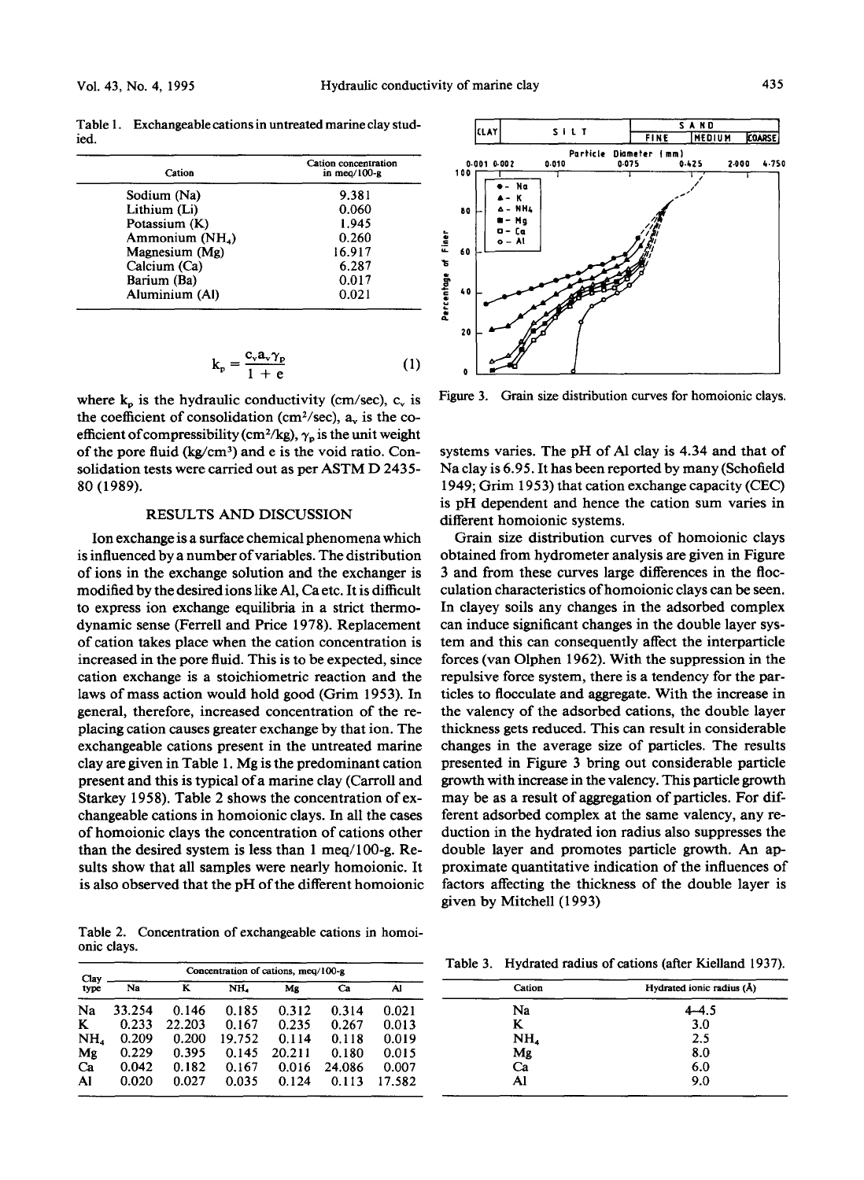Table 1. Exchangeable cations in untreated marine clay studied.

| Cation | Cation concentration in meq/100-g |
|---|---|
| Sodium (Na) | 9.381 |
| Lithium (Li) | 0.060 |
| Potassium (K) | 1.945 |
| Ammonium ($NH_4$) | 0.260 |
| Magnesium (Mg) | 16.917 |
| Calcium (Ca) | 6.287 |
| Barium (Ba) | 0.017 |
| Aluminium (Al) | 0.021 |

$$k_p = \frac{c_v a_v \gamma_p}{1 + e} \tag{1}$$

where $k_p$ is the hydraulic conductivity (cm/sec), $c_v$ is the coefficient of consolidation ($cm^2$/sec), $a_v$ is the coefficient of compressibility ($cm^2$/kg), $\gamma_p$ is the unit weight of the pore fluid (kg/$cm^3$) and e is the void ratio. Consolidation tests were carried out as per ASTM D 2435-80 (1989).

## RESULTS AND DISCUSSION

Ion exchange is a surface chemical phenomena which is influenced by a number of variables. The distribution of ions in the exchange solution and the exchanger is modified by the desired ions like Al, Ca etc. It is difficult to express ion exchange equilibria in a strict thermodynamic sense (Ferrell and Price 1978). Replacement of cation takes place when the cation concentration is increased in the pore fluid. This is to be expected, since cation exchange is a stoichiometric reaction and the laws of mass action would hold good (Grim 1953). In general, therefore, increased concentration of the replacing cation causes greater exchange by that ion. The exchangeable cations present in the untreated marine clay are given in Table 1. Mg is the predominant cation present and this is typical of a marine clay (Carroll and Starkey 1958). Table 2 shows the concentration of exchangeable cations in homoionic clays. In all the cases of homoionic clays the concentration of cations other than the desired system is less than 1 meq/100-g. Results show that all samples were nearly homoionic. It is also observed that the pH of the different homoionic systems varies. The pH of Al clay is 4.34 and that of Na clay is 6.95. It has been reported by many (Schofield 1949; Grim 1953) that cation exchange capacity (CEC) is pH dependent and hence the cation sum varies in different homoionic systems.

Grain size distribution curves of homoionic clays obtained from hydrometer analysis are given in Figure 3 and from these curves large differences in the flocculation characteristics of homoionic clays can be seen. In clayey soils any changes in the adsorbed complex can induce significant changes in the double layer system and this can consequently affect the interparticle forces (van Olphen 1962). With the suppression in the repulsive force system, there is a tendency for the particles to flocculate and aggregate. With the increase in the valency of the adsorbed cations, the double layer thickness gets reduced. This can result in considerable changes in the average size of particles. The results presented in Figure 3 bring out considerable particle growth with increase in the valency. This particle growth may be as a result of aggregation of particles. For different adsorbed complex at the same valency, any reduction in the hydrated ion radius also suppresses the double layer and promotes particle growth. An approximate quantitative indication of the influences of factors affecting the thickness of the double layer is given by Mitchell (1993)

Figure 3. Grain size distribution curves for homoionic clays.

Table 2. Concentration of exchangeable cations in homoionic clays.

| Clay type | Concentration of cations, meq/100-g | | | | | |
|---|---|---|---|---|---|---|
| | Na | K | $NH_4$ | Mg | Ca | Al |
| Na | 33.254 | 0.146 | 0.185 | 0.312 | 0.314 | 0.021 |
| K | 0.233 | 22.203 | 0.167 | 0.235 | 0.267 | 0.013 |
| $NH_4$ | 0.209 | 0.200 | 19.752 | 0.114 | 0.118 | 0.019 |
| Mg | 0.229 | 0.395 | 0.145 | 20.211 | 0.180 | 0.015 |
| Ca | 0.042 | 0.182 | 0.167 | 0.016 | 24.086 | 0.007 |
| Al | 0.020 | 0.027 | 0.035 | 0.124 | 0.113 | 17.582 |

Table 3. Hydrated radius of cations (after Kielland 1937).

| Cation | Hydrated ionic radius (Å) |
|---|---|
| Na | 4–4.5 |
| K | 3.0 |
| $NH_4$ | 2.5 |
| Mg | 8.0 |
| Ca | 6.0 |
| Al | 9.0 |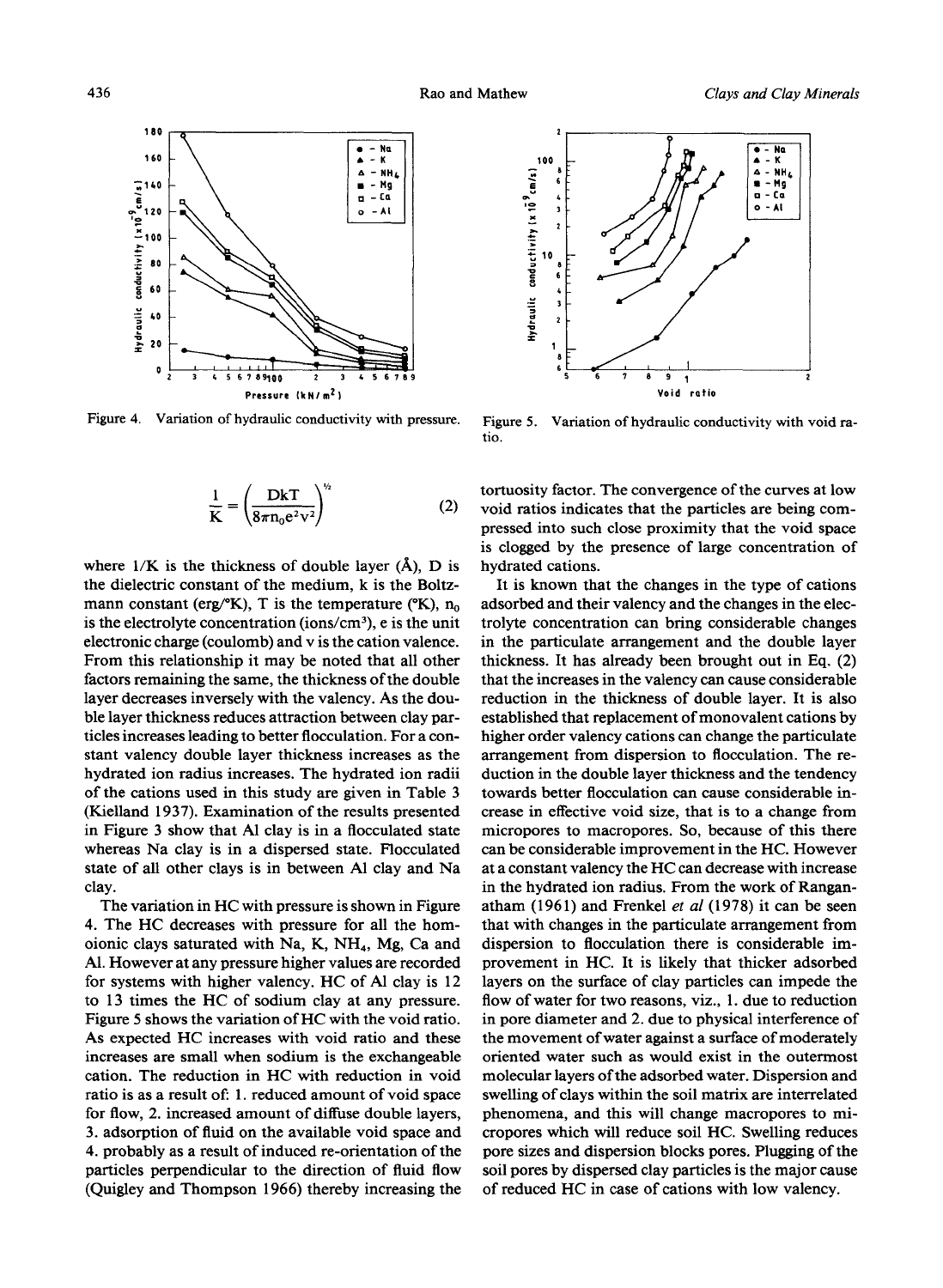Figure 4. Variation of hydraulic conductivity with pressure.

Figure 5. Variation of hydraulic conductivity with void ratio.

$$\frac{1}{K} = \left(\frac{DkT}{8\pi n_0 e^2 v^2}\right)^{1/2} \tag{2}$$

where 1/K is the thickness of double layer (Å), D is the dielectric constant of the medium, k is the Boltzmann constant (erg/°K), T is the temperature (°K), $n_0$ is the electrolyte concentration (ions/cm³), e is the unit electronic charge (coulomb) and v is the cation valence. From this relationship it may be noted that all other factors remaining the same, the thickness of the double layer decreases inversely with the valency. As the double layer thickness reduces attraction between clay particles increases leading to better flocculation. For a constant valency double layer thickness increases as the hydrated ion radius increases. The hydrated ion radii of the cations used in this study are given in Table 3 (Kielland 1937). Examination of the results presented in Figure 3 show that Al clay is in a flocculated state whereas Na clay is in a dispersed state. Flocculated state of all other clays is in between Al clay and Na clay.

The variation in HC with pressure is shown in Figure 4. The HC decreases with pressure for all the homoionic clays saturated with Na, K, $NH_4$, Mg, Ca and Al. However at any pressure higher values are recorded for systems with higher valency. HC of Al clay is 12 to 13 times the HC of sodium clay at any pressure. Figure 5 shows the variation of HC with the void ratio. As expected HC increases with void ratio and these increases are small when sodium is the exchangeable cation. The reduction in HC with reduction in void ratio is as a result of: 1. reduced amount of void space for flow, 2. increased amount of diffuse double layers, 3. adsorption of fluid on the available void space and 4. probably as a result of induced re-orientation of the particles perpendicular to the direction of fluid flow (Quigley and Thompson 1966) thereby increasing the tortuosity factor. The convergence of the curves at low void ratios indicates that the particles are being compressed into such close proximity that the void space is clogged by the presence of large concentration of hydrated cations.

It is known that the changes in the type of cations adsorbed and their valency and the changes in the electrolyte concentration can bring considerable changes in the particulate arrangement and the double layer thickness. It has already been brought out in Eq. (2) that the increases in the valency can cause considerable reduction in the thickness of double layer. It is also established that replacement of monovalent cations by higher order valency cations can change the particulate arrangement from dispersion to flocculation. The reduction in the double layer thickness and the tendency towards better flocculation can cause considerable increase in effective void size, that is to a change from micropores to macropores. So, because of this there can be considerable improvement in the HC. However at a constant valency the HC can decrease with increase in the hydrated ion radius. From the work of Ranganatham (1961) and Frenkel *et al* (1978) it can be seen that with changes in the particulate arrangement from dispersion to flocculation there is considerable improvement in HC. It is likely that thicker adsorbed layers on the surface of clay particles can impede the flow of water for two reasons, viz., 1. due to reduction in pore diameter and 2. due to physical interference of the movement of water against a surface of moderately oriented water such as would exist in the outermost molecular layers of the adsorbed water. Dispersion and swelling of clays within the soil matrix are interrelated phenomena, and this will change macropores to micropores which will reduce soil HC. Swelling reduces pore sizes and dispersion blocks pores. Plugging of the soil pores by dispersed clay particles is the major cause of reduced HC in case of cations with low valency.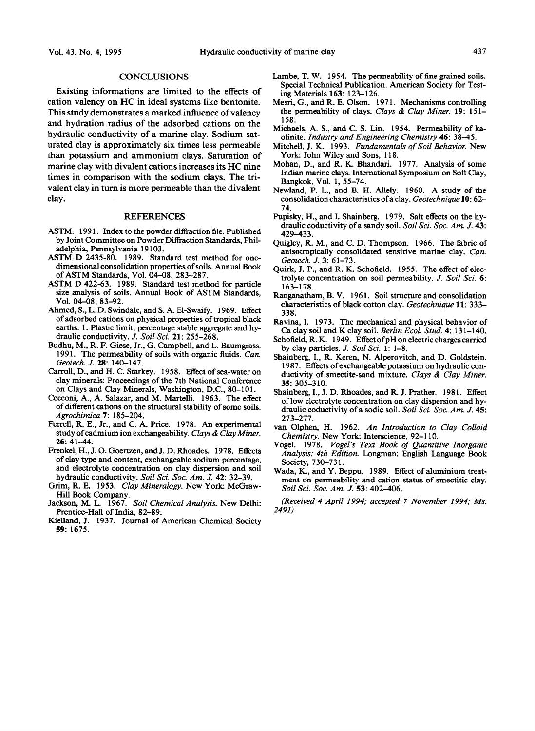## CONCLUSIONS

Existing informations are limited to the effects of cation valency on HC in ideal systems like bentonite. This study demonstrates a marked influence of valency and hydration radius of the adsorbed cations on the hydraulic conductivity of a marine clay. Sodium saturated clay is approximately six times less permeable than potassium and ammonium clays. Saturation of marine clay with divalent cations increases its HC nine times in comparison with the sodium clays. The trivalent clay in turn is more permeable than the divalent clay.

## REFERENCES

ASTM. 1991. Index to the powder diffraction file. Published by Joint Committee on Powder Diffraction Standards, Philadelphia, Pennsylvania 19103.

ASTM D 2435-80. 1989. Standard test method for one-dimensional consolidation properties of soils. Annual Book of ASTM Standards, Vol. 04–08, 283–287.

ASTM D 422-63. 1989. Standard test method for particle size analysis of soils. Annual Book of ASTM Standards, Vol. 04–08, 83–92.

Ahmed, S., L. D. Swindale, and S. A. El-Swaify. 1969. Effect of adsorbed cations on physical properties of tropical black earths. 1. Plastic limit, percentage stable aggregate and hydraulic conductivity. *J. Soil Sci.* **21**: 255–268.

Budhu, M., R. F. Giese, Jr., G. Campbell, and L. Baumgrass. 1991. The permeability of soils with organic fluids. *Can. Geotech. J.* **28**: 140–147.

Carroll, D., and H. C. Starkey. 1958. Effect of sea-water on clay minerals: Proceedings of the 7th National Conference on Clays and Clay Minerals, Washington, D.C., 80–101.

Cecconi, A., A. Salazar, and M. Martelli. 1963. The effect of different cations on the structural stability of some soils. *Agrochimica* **7**: 185–204.

Ferrell, R. E., Jr., and C. A. Price. 1978. An experimental study of cadmium ion exchangeability. *Clays & Clay Miner.* **26**: 41–44.

Frenkel, H., J. O. Goertzen, and J. D. Rhoades. 1978. Effects of clay type and content, exchangeable sodium percentage, and electrolyte concentration on clay dispersion and soil hydraulic conductivity. *Soil Sci. Soc. Am. J.* **42**: 32–39.

Grim, R. E. 1953. *Clay Mineralogy*. New York: McGraw-Hill Book Company.

Jackson, M. L. 1967. *Soil Chemical Analysis*. New Delhi: Prentice-Hall of India, 82–89.

Kielland, J. 1937. Journal of American Chemical Society **59**: 1675.

Lambe, T. W. 1954. The permeability of fine grained soils. Special Technical Publication. American Society for Testing Materials **163**: 123–126.

Mesri, G., and R. E. Olson. 1971. Mechanisms controlling the permeability of clays. *Clays & Clay Miner.* **19**: 151–158.

Michaels, A. S., and C. S. Lin. 1954. Permeability of kaolinite. *Industry and Engineering Chemistry* **46**: 38–45.

Mitchell, J. K. 1993. *Fundamentals of Soil Behavior*. New York: John Wiley and Sons, 118.

Mohan, D., and R. K. Bhandari. 1977. Analysis of some Indian marine clays. International Symposium on Soft Clay, Bangkok, Vol. 1, 55–74.

Newland, P. L., and B. H. Allely. 1960. A study of the consolidation characteristics of a clay. *Geotechnique* **10**: 62–74.

Pupisky, H., and I. Shainberg. 1979. Salt effects on the hydraulic coductivity of a sandy soil. *Soil Sci. Soc. Am. J.* **43**: 429–433.

Quigley, R. M., and C. D. Thompson. 1966. The fabric of anisotropically consolidated sensitive marine clay. *Can. Geotech. J.* **3**: 61–73.

Quirk, J. P., and R. K. Schofield. 1955. The effect of electrolyte concentration on soil permeability. *J. Soil Sci.* **6**: 163–178.

Ranganatham, B. V. 1961. Soil structure and consolidation characteristics of black cotton clay. *Geotechnique* **11**: 333–338.

Ravina, I. 1973. The mechanical and physical behavior of Ca clay soil and K clay soil. *Berlin Ecol. Stud.* **4**: 131–140.

Schofield, R. K. 1949. Effect of pH on electric charges carried by clay particles. *J. Soil Sci.* **1**: 1–8.

Shainberg, I., R. Keren, N. Alperovitch, and D. Goldstein. 1987. Effects of exchangeable potassium on hydraulic conductivity of smectite-sand mixture. *Clays & Clay Miner.* **35**: 305–310.

Shainberg, I., J. D. Rhoades, and R. J. Prather. 1981. Effect of low electrolyte concentration on clay dispersion and hydraulic coductivity of a sodic soil. *Soil Sci. Soc. Am. J.* **45**: 273–277.

van Olphen, H. 1962. *An Introduction to Clay Colloid Chemistry*. New York: Interscience, 92–110.

Vogel. 1978. *Vogel's Text Book of Quantitive Inorganic Analysis: 4th Edition*. Longman: English Language Book Society, 730–731.

Wada, K., and Y. Beppu. 1989. Effect of aluminium treatment on permeability and cation status of smectitic clay. *Soil Sci. Soc. Am. J.* **53**: 402–406.

*(Received 4 April 1994; accepted 7 November 1994; Ms. 2491)*